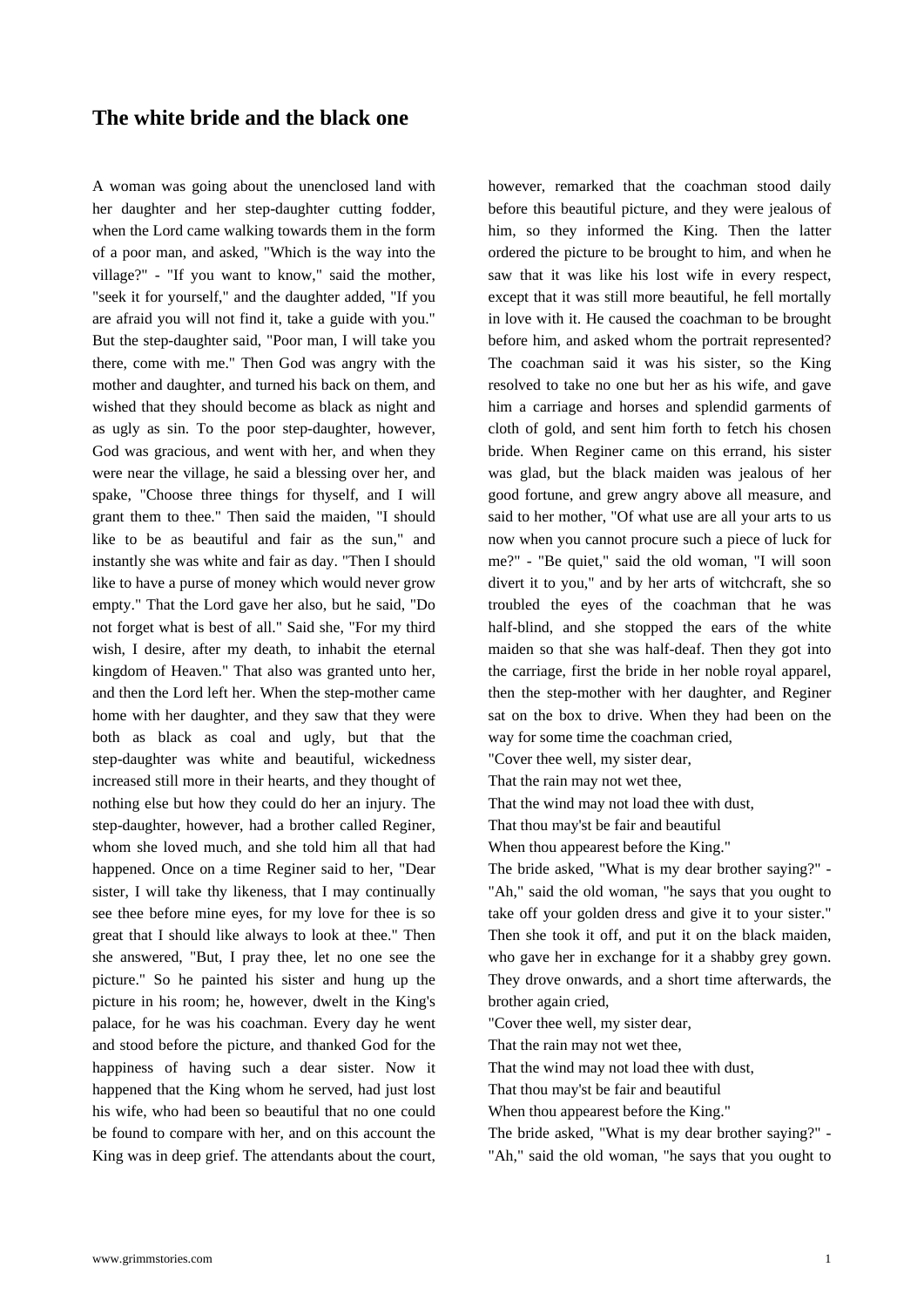# The white bride and the black one

A woman was going about the unenclosed land with her daughter and her step-daughter cutting fodder, when the Lord came walking towards them in the form of a poor man, and asked, "Which is the way into the village?" - "If you want to know," said the mother, "seek it for yourself," and the daughter added, "If you are afraid you will not find it, take a guide with you." But the step-daughter said, "Poor man, I will take you there, come with me." Then God was angry with the mother and daughter, and turned his back on them, and wished that they should become as black as night and as ugly as sin. To the poor step-daughter, however, God was gracious, and went with her, and when they were near the village, he said a blessing over her, and spake, "Choose three things for thyself, and I will grant them to thee." Then said the maiden, "I should like to be as beautiful and fair as the sun," and instantly she was white and fair as day. "Then I should like to have a purse of money which would never grow empty." That the Lord gave her also, but he said, "Do not forget what is best of all." Said she, "For my third wish, I desire, after my death, to inhabit the eternal kingdom of Heaven." That also was granted unto her, and then the Lord left her. When the step-mother came home with her daughter, and they saw that they were both as black as coal and ugly, but that the step-daughter was white and beautiful, wickedness increased still more in their hearts, and they thought of nothing else but how they could do her an injury. The step-daughter, however, had a brother called Reginer, whom she loved much, and she told him all that had happened. Once on a time Reginer said to her, "Dear sister, I will take thy likeness, that I may continually see thee before mine eyes, for my love for thee is so great that I should like always to look at thee." Then she answered, "But, I pray thee, let no one see the picture." So he painted his sister and hung up the picture in his room; he, however, dwelt in the King's palace, for he was his coachman. Every day he went and stood before the picture, and thanked God for the happiness of having such a dear sister. Now it happened that the King whom he served, had just lost his wife, who had been so beautiful that no one could be found to compare with her, and on this account the King was in deep grief. The attendants about the court, however, remarked that the coachman stood daily before this beautiful picture, and they were jealous of him, so they informed the King. Then the latter ordered the picture to be brought to him, and when he saw that it was like his lost wife in every respect, except that it was still more beautiful, he fell mortally in love with it. He caused the coachman to be brought before him, and asked whom the portrait represented? The coachman said it was his sister, so the King resolved to take no one but her as his wife, and gave him a carriage and horses and splendid garments of cloth of gold, and sent him forth to fetch his chosen bride. When Reginer came on this errand, his sister was glad, but the black maiden was jealous of her good fortune, and grew angry above all measure, and said to her mother, "Of what use are all your arts to us now when you cannot procure such a piece of luck for me?" - "Be quiet," said the old woman, "I will soon divert it to you," and by her arts of witchcraft, she so troubled the eyes of the coachman that he was half-blind, and she stopped the ears of the white maiden so that she was half-deaf. Then they got into the carriage, first the bride in her noble royal apparel, then the step-mother with her daughter, and Reginer sat on the box to drive. When they had been on the way for some time the coachman cried,

"Cover thee well, my sister dear,  
That the rain may not wet thee,  
That the wind may not load thee with dust,  
That thou may'st be fair and beautiful  
When thou appearest before the King."

The bride asked, "What is my dear brother saying?" - "Ah," said the old woman, "he says that you ought to take off your golden dress and give it to your sister." Then she took it off, and put it on the black maiden, who gave her in exchange for it a shabby grey gown. They drove onwards, and a short time afterwards, the brother again cried,

"Cover thee well, my sister dear,  
That the rain may not wet thee,  
That the wind may not load thee with dust,  
That thou may'st be fair and beautiful  
When thou appearest before the King."

The bride asked, "What is my dear brother saying?" - "Ah," said the old woman, "he says that you ought to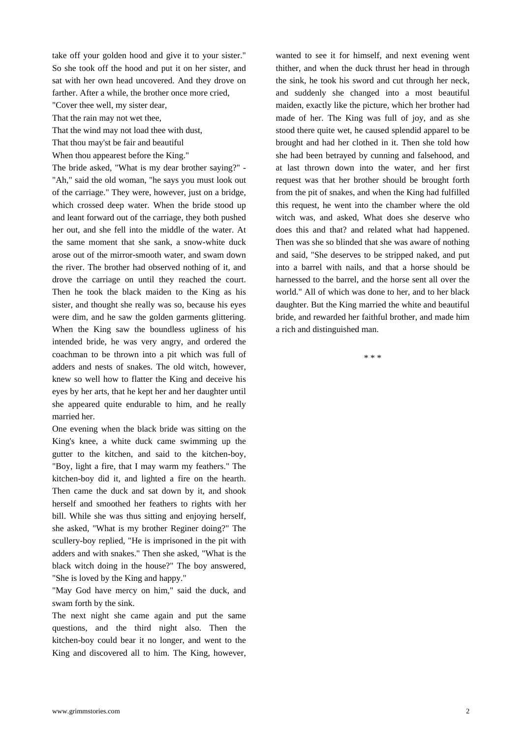take off your golden hood and give it to your sister." So she took off the hood and put it on her sister, and sat with her own head uncovered. And they drove on farther. After a while, the brother once more cried,

"Cover thee well, my sister dear,
That the rain may not wet thee,
That the wind may not load thee with dust,
That thou may'st be fair and beautiful
When thou appearest before the King."

The bride asked, "What is my dear brother saying?" - "Ah," said the old woman, "he says you must look out of the carriage." They were, however, just on a bridge, which crossed deep water. When the bride stood up and leant forward out of the carriage, they both pushed her out, and she fell into the middle of the water. At the same moment that she sank, a snow-white duck arose out of the mirror-smooth water, and swam down the river. The brother had observed nothing of it, and drove the carriage on until they reached the court. Then he took the black maiden to the King as his sister, and thought she really was so, because his eyes were dim, and he saw the golden garments glittering. When the King saw the boundless ugliness of his intended bride, he was very angry, and ordered the coachman to be thrown into a pit which was full of adders and nests of snakes. The old witch, however, knew so well how to flatter the King and deceive his eyes by her arts, that he kept her and her daughter until she appeared quite endurable to him, and he really married her.

One evening when the black bride was sitting on the King's knee, a white duck came swimming up the gutter to the kitchen, and said to the kitchen-boy, "Boy, light a fire, that I may warm my feathers." The kitchen-boy did it, and lighted a fire on the hearth. Then came the duck and sat down by it, and shook herself and smoothed her feathers to rights with her bill. While she was thus sitting and enjoying herself, she asked, "What is my brother Reginer doing?" The scullery-boy replied, "He is imprisoned in the pit with adders and with snakes." Then she asked, "What is the black witch doing in the house?" The boy answered, "She is loved by the King and happy."

"May God have mercy on him," said the duck, and swam forth by the sink.

The next night she came again and put the same questions, and the third night also. Then the kitchen-boy could bear it no longer, and went to the King and discovered all to him. The King, however, wanted to see it for himself, and next evening went thither, and when the duck thrust her head in through the sink, he took his sword and cut through her neck, and suddenly she changed into a most beautiful maiden, exactly like the picture, which her brother had made of her. The King was full of joy, and as she stood there quite wet, he caused splendid apparel to be brought and had her clothed in it. Then she told how she had been betrayed by cunning and falsehood, and at last thrown down into the water, and her first request was that her brother should be brought forth from the pit of snakes, and when the King had fulfilled this request, he went into the chamber where the old witch was, and asked, What does she deserve who does this and that? and related what had happened. Then was she so blinded that she was aware of nothing and said, "She deserves to be stripped naked, and put into a barrel with nails, and that a horse should be harnessed to the barrel, and the horse sent all over the world." All of which was done to her, and to her black daughter. But the King married the white and beautiful bride, and rewarded her faithful brother, and made him a rich and distinguished man.

* * *